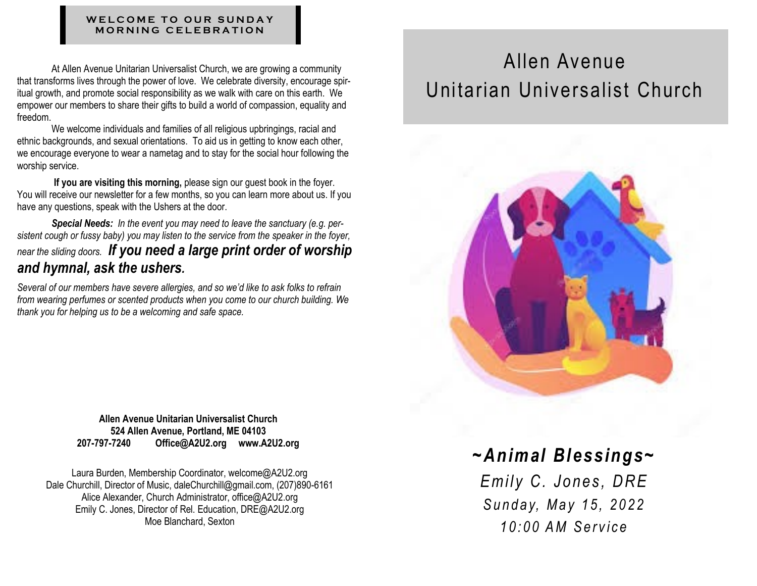## WELCOME TO OUR SUNDAY MORNING CELEBRATION

At Allen Avenue Unitarian Universalist Church, we are growing a community that transforms lives through the power of love. We celebrate diversity, encourage spiritual growth, and promote social responsibility as we walk with care on this earth. We empower our members to share their gifts to build a world of compassion, equality and freedom.

We welcome individuals and families of all religious upbringings, racial and ethnic backgrounds, and sexual orientations. To aid us in getting to know each other, we encourage everyone to wear a nametag and to stay for the social hour following the worship service.

**If you are visiting this morning,** please sign our guest book in the foyer. You will receive our newsletter for a few months, so you can learn more about us. If you have any questions, speak with the Ushers at the door.

***Special Needs:*** *In the event you may need to leave the sanctuary (e.g. persistent cough or fussy baby) you may listen to the service from the speaker in the foyer, near the sliding doors.* ***If you need a large print order of worship and hymnal, ask the ushers.***

*Several of our members have severe allergies, and so we'd like to ask folks to refrain from wearing perfumes or scented products when you come to our church building. We thank you for helping us to be a welcoming and safe space.*

**Allen Avenue Unitarian Universalist Church**
**524 Allen Avenue, Portland, ME 04103**
**207-797-7240 Office@A2U2.org www.A2U2.org**

Laura Burden, Membership Coordinator, welcome@A2U2.org
Dale Churchill, Director of Music, daleChurchill@gmail.com, (207)890-6161
Alice Alexander, Church Administrator, office@A2U2.org
Emily C. Jones, Director of Rel. Education, DRE@A2U2.org
Moe Blanchard, Sexton

# Allen Avenue Unitarian Universalist Church

## *~Animal Blessings~*

*Emily C. Jones, DRE*
*Sunday, May 15, 2022*
*10:00 AM Service*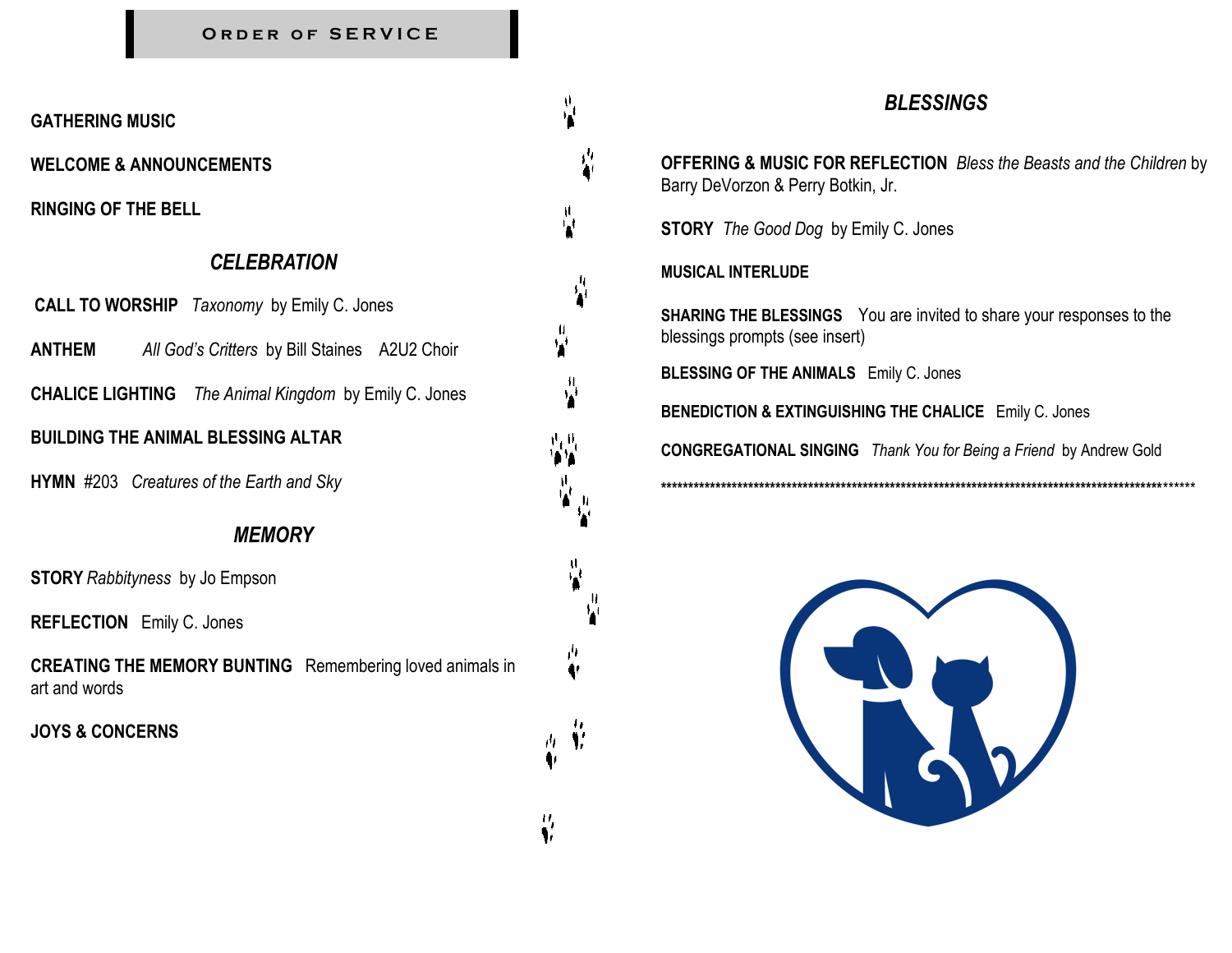## Order of Service

**GATHERING MUSIC**

**WELCOME & ANNOUNCEMENTS**

**RINGING OF THE BELL**

### *CELEBRATION*

**CALL TO WORSHIP** *Taxonomy* by Emily C. Jones

**ANTHEM** *All God's Critters* by Bill Staines A2U2 Choir

**CHALICE LIGHTING** *The Animal Kingdom* by Emily C. Jones

**BUILDING THE ANIMAL BLESSING ALTAR**

**HYMN** #203 *Creatures of the Earth and Sky*

### *MEMORY*

**STORY** *Rabbityness* by Jo Empson

**REFLECTION** Emily C. Jones

**CREATING THE MEMORY BUNTING** Remembering loved animals in art and words

**JOYS & CONCERNS**

### *BLESSINGS*

**OFFERING & MUSIC FOR REFLECTION** *Bless the Beasts and the Children* by Barry DeVorzon & Perry Botkin, Jr.

**STORY** *The Good Dog* by Emily C. Jones

**MUSICAL INTERLUDE**

**SHARING THE BLESSINGS** You are invited to share your responses to the blessings prompts (see insert)

**BLESSING OF THE ANIMALS** Emily C. Jones

**BENEDICTION & EXTINGUISHING THE CHALICE** Emily C. Jones

**CONGREGATIONAL SINGING** *Thank You for Being a Friend* by Andrew Gold

************************************************************************************************